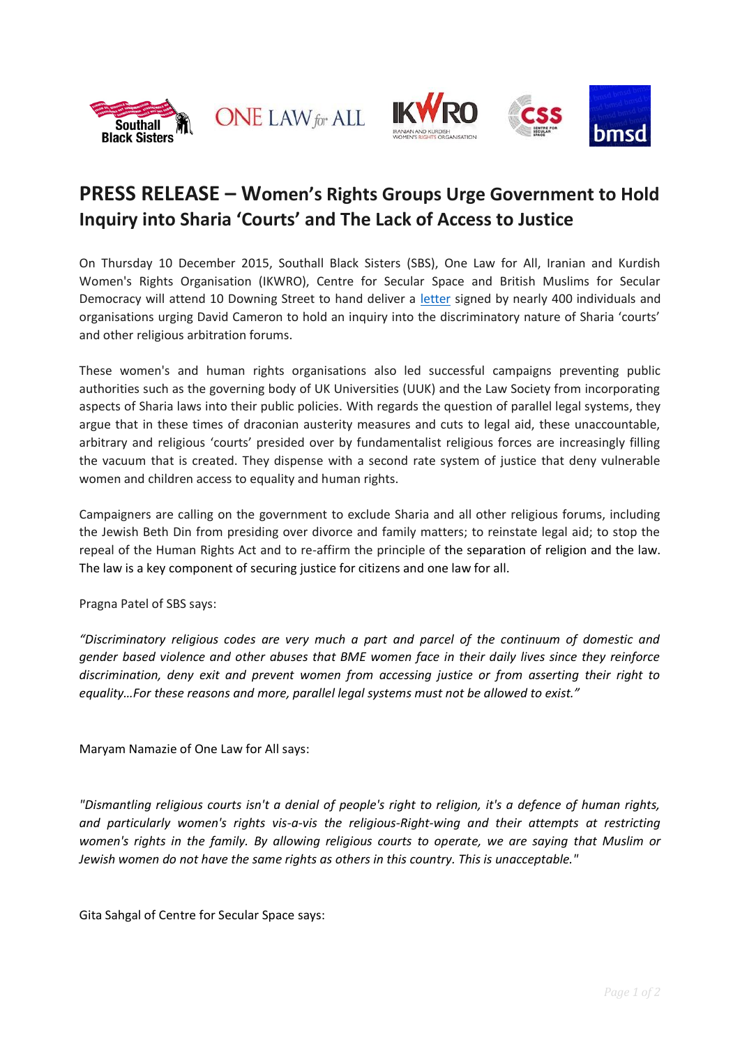# PRESS RELEASE – Women's Rights Groups Urge Government to Hold Inquiry into Sharia 'Courts' and The Lack of Access to Justice

On Thursday 10 December 2015, Southall Black Sisters (SBS), One Law for All, Iranian and Kurdish Women's Rights Organisation (IKWRO), Centre for Secular Space and British Muslims for Secular Democracy will attend 10 Downing Street to hand deliver a letter signed by nearly 400 individuals and organisations urging David Cameron to hold an inquiry into the discriminatory nature of Sharia 'courts' and other religious arbitration forums.

These women's and human rights organisations also led successful campaigns preventing public authorities such as the governing body of UK Universities (UUK) and the Law Society from incorporating aspects of Sharia laws into their public policies. With regards the question of parallel legal systems, they argue that in these times of draconian austerity measures and cuts to legal aid, these unaccountable, arbitrary and religious 'courts' presided over by fundamentalist religious forces are increasingly filling the vacuum that is created. They dispense with a second rate system of justice that deny vulnerable women and children access to equality and human rights.

Campaigners are calling on the government to exclude Sharia and all other religious forums, including the Jewish Beth Din from presiding over divorce and family matters; to reinstate legal aid; to stop the repeal of the Human Rights Act and to re-affirm the principle of the separation of religion and the law. The law is a key component of securing justice for citizens and one law for all.

Pragna Patel of SBS says:

*"Discriminatory religious codes are very much a part and parcel of the continuum of domestic and gender based violence and other abuses that BME women face in their daily lives since they reinforce discrimination, deny exit and prevent women from accessing justice or from asserting their right to equality…For these reasons and more, parallel legal systems must not be allowed to exist."*

Maryam Namazie of One Law for All says:

*"Dismantling religious courts isn't a denial of people's right to religion, it's a defence of human rights, and particularly women's rights vis-a-vis the religious-Right-wing and their attempts at restricting women's rights in the family. By allowing religious courts to operate, we are saying that Muslim or Jewish women do not have the same rights as others in this country. This is unacceptable."*

Gita Sahgal of Centre for Secular Space says: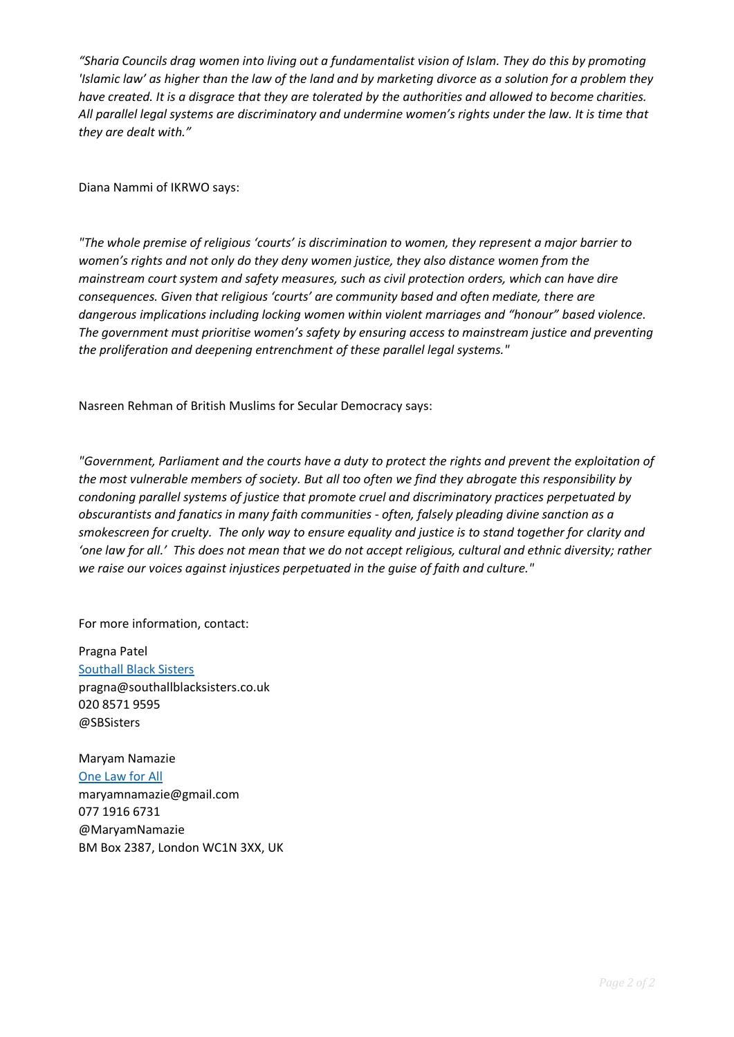*“Sharia Councils drag women into living out a fundamentalist vision of Islam. They do this by promoting 'Islamic law’ as higher than the law of the land and by marketing divorce as a solution for a problem they have created. It is a disgrace that they are tolerated by the authorities and allowed to become charities. All parallel legal systems are discriminatory and undermine women’s rights under the law. It is time that they are dealt with.”*

Diana Nammi of IKRWO says:

*"The whole premise of religious ‘courts’ is discrimination to women, they represent a major barrier to women’s rights and not only do they deny women justice, they also distance women from the mainstream court system and safety measures, such as civil protection orders, which can have dire consequences. Given that religious ‘courts’ are community based and often mediate, there are dangerous implications including locking women within violent marriages and “honour” based violence. The government must prioritise women’s safety by ensuring access to mainstream justice and preventing the proliferation and deepening entrenchment of these parallel legal systems."*

Nasreen Rehman of British Muslims for Secular Democracy says:

*"Government, Parliament and the courts have a duty to protect the rights and prevent the exploitation of the most vulnerable members of society. But all too often we find they abrogate this responsibility by condoning parallel systems of justice that promote cruel and discriminatory practices perpetuated by obscurantists and fanatics in many faith communities - often, falsely pleading divine sanction as a smokescreen for cruelty. The only way to ensure equality and justice is to stand together for clarity and ‘one law for all.’ This does not mean that we do not accept religious, cultural and ethnic diversity; rather we raise our voices against injustices perpetuated in the guise of faith and culture."*

For more information, contact:

Pragna Patel
[Southall Black Sisters]
pragna@southallblacksisters.co.uk
020 8571 9595
@SBSisters

Maryam Namazie
[One Law for All]
maryamnamazie@gmail.com
077 1916 6731
@MaryamNamazie
BM Box 2387, London WC1N 3XX, UK